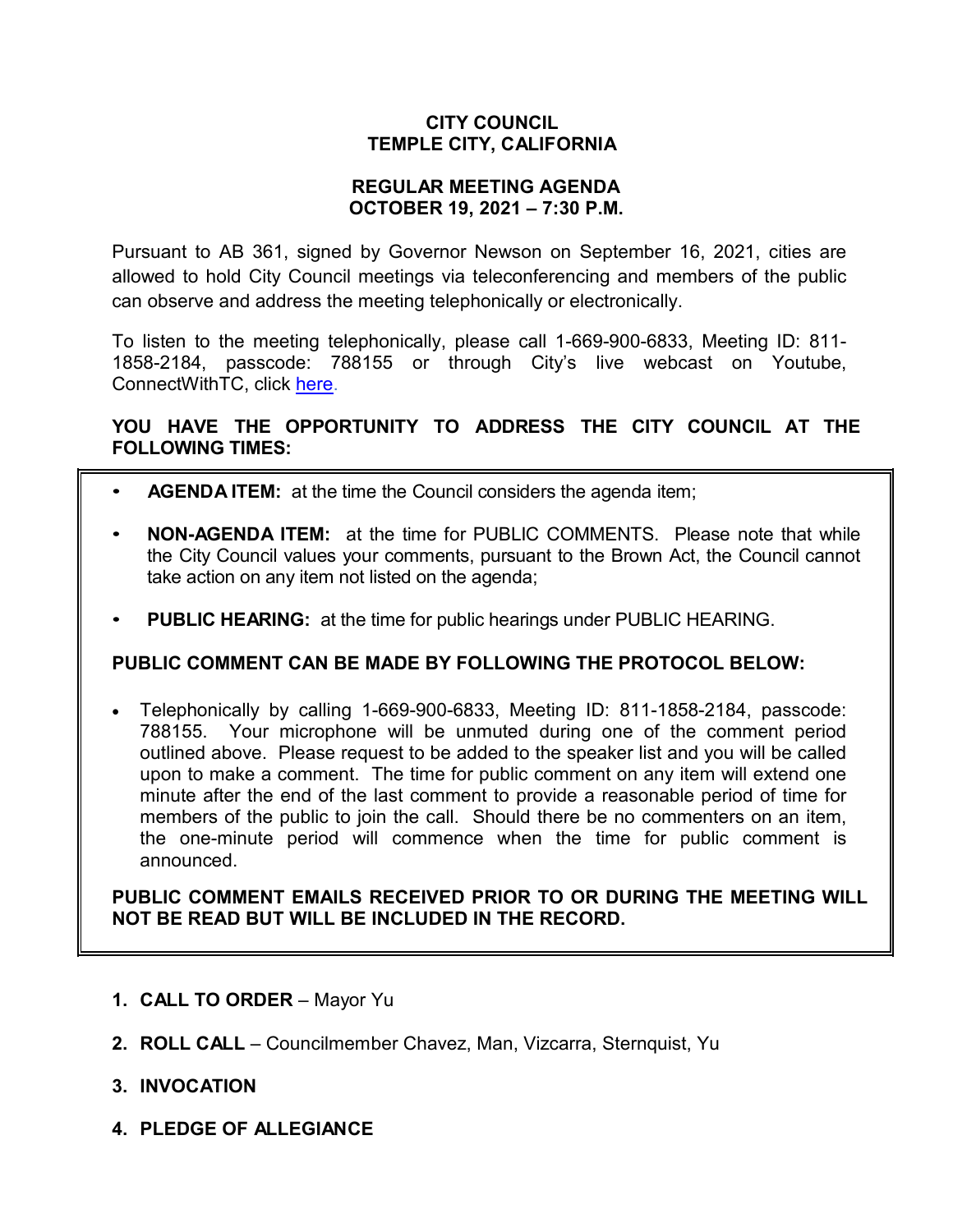# CITY COUNCIL
# TEMPLE CITY, CALIFORNIA

## REGULAR MEETING AGENDA
## OCTOBER 19, 2021 – 7:30 P.M.

Pursuant to AB 361, signed by Governor Newson on September 16, 2021, cities are allowed to hold City Council meetings via teleconferencing and members of the public can observe and address the meeting telephonically or electronically.

To listen to the meeting telephonically, please call 1-669-900-6833, Meeting ID: 811-1858-2184, passcode: 788155 or through City's live webcast on Youtube, ConnectWithTC, click here.

**YOU HAVE THE OPPORTUNITY TO ADDRESS THE CITY COUNCIL AT THE FOLLOWING TIMES:**

- **AGENDA ITEM:** at the time the Council considers the agenda item;
- **NON-AGENDA ITEM:** at the time for PUBLIC COMMENTS. Please note that while the City Council values your comments, pursuant to the Brown Act, the Council cannot take action on any item not listed on the agenda;
- **PUBLIC HEARING:** at the time for public hearings under PUBLIC HEARING.

**PUBLIC COMMENT CAN BE MADE BY FOLLOWING THE PROTOCOL BELOW:**

- Telephonically by calling 1-669-900-6833, Meeting ID: 811-1858-2184, passcode: 788155. Your microphone will be unmuted during one of the comment period outlined above. Please request to be added to the speaker list and you will be called upon to make a comment. The time for public comment on any item will extend one minute after the end of the last comment to provide a reasonable period of time for members of the public to join the call. Should there be no commenters on an item, the one-minute period will commence when the time for public comment is announced.

**PUBLIC COMMENT EMAILS RECEIVED PRIOR TO OR DURING THE MEETING WILL NOT BE READ BUT WILL BE INCLUDED IN THE RECORD.**

1. **CALL TO ORDER** – Mayor Yu
2. **ROLL CALL** – Councilmember Chavez, Man, Vizcarra, Sternquist, Yu
3. **INVOCATION**
4. **PLEDGE OF ALLEGIANCE**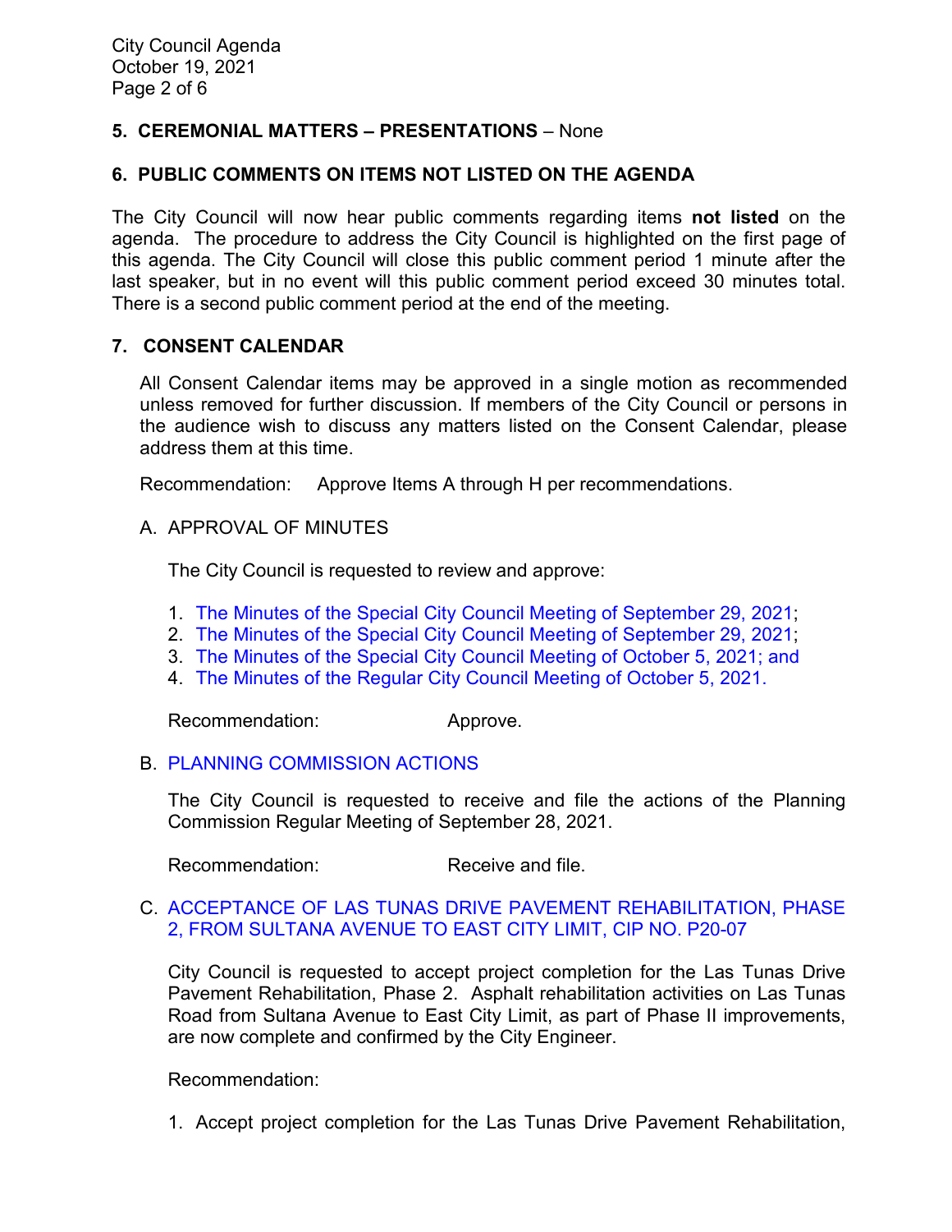## 5. CEREMONIAL MATTERS – PRESENTATIONS – None

## 6. PUBLIC COMMENTS ON ITEMS NOT LISTED ON THE AGENDA

The City Council will now hear public comments regarding items **not listed** on the agenda. The procedure to address the City Council is highlighted on the first page of this agenda. The City Council will close this public comment period 1 minute after the last speaker, but in no event will this public comment period exceed 30 minutes total. There is a second public comment period at the end of the meeting.

## 7. CONSENT CALENDAR

All Consent Calendar items may be approved in a single motion as recommended unless removed for further discussion. If members of the City Council or persons in the audience wish to discuss any matters listed on the Consent Calendar, please address them at this time.

Recommendation: Approve Items A through H per recommendations.

### A. APPROVAL OF MINUTES

The City Council is requested to review and approve:

1. The Minutes of the Special City Council Meeting of September 29, 2021;
2. The Minutes of the Special City Council Meeting of September 29, 2021;
3. The Minutes of the Special City Council Meeting of October 5, 2021; and
4. The Minutes of the Regular City Council Meeting of October 5, 2021.

Recommendation: Approve.

### B. PLANNING COMMISSION ACTIONS

The City Council is requested to receive and file the actions of the Planning Commission Regular Meeting of September 28, 2021.

Recommendation: Receive and file.

### C. ACCEPTANCE OF LAS TUNAS DRIVE PAVEMENT REHABILITATION, PHASE 2, FROM SULTANA AVENUE TO EAST CITY LIMIT, CIP NO. P20-07

City Council is requested to accept project completion for the Las Tunas Drive Pavement Rehabilitation, Phase 2. Asphalt rehabilitation activities on Las Tunas Road from Sultana Avenue to East City Limit, as part of Phase II improvements, are now complete and confirmed by the City Engineer.

Recommendation:

1. Accept project completion for the Las Tunas Drive Pavement Rehabilitation,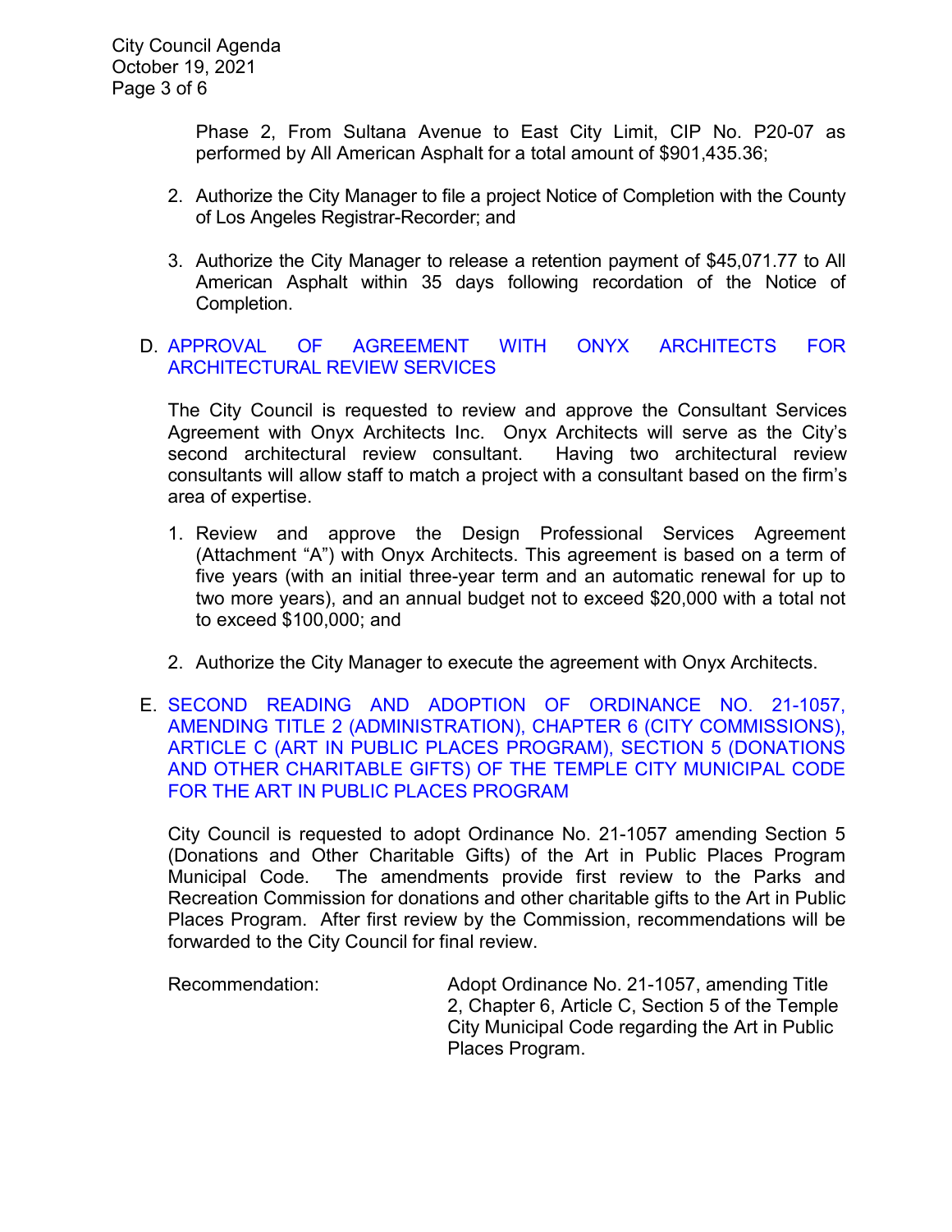Phase 2, From Sultana Avenue to East City Limit, CIP No. P20-07 as performed by All American Asphalt for a total amount of $901,435.36;

2. Authorize the City Manager to file a project Notice of Completion with the County of Los Angeles Registrar-Recorder; and

3. Authorize the City Manager to release a retention payment of $45,071.77 to All American Asphalt within 35 days following recordation of the Notice of Completion.

D. APPROVAL OF AGREEMENT WITH ONYX ARCHITECTS FOR ARCHITECTURAL REVIEW SERVICES

The City Council is requested to review and approve the Consultant Services Agreement with Onyx Architects Inc. Onyx Architects will serve as the City's second architectural review consultant. Having two architectural review consultants will allow staff to match a project with a consultant based on the firm's area of expertise.

1. Review and approve the Design Professional Services Agreement (Attachment "A") with Onyx Architects. This agreement is based on a term of five years (with an initial three-year term and an automatic renewal for up to two more years), and an annual budget not to exceed $20,000 with a total not to exceed $100,000; and

2. Authorize the City Manager to execute the agreement with Onyx Architects.

E. SECOND READING AND ADOPTION OF ORDINANCE NO. 21-1057, AMENDING TITLE 2 (ADMINISTRATION), CHAPTER 6 (CITY COMMISSIONS), ARTICLE C (ART IN PUBLIC PLACES PROGRAM), SECTION 5 (DONATIONS AND OTHER CHARITABLE GIFTS) OF THE TEMPLE CITY MUNICIPAL CODE FOR THE ART IN PUBLIC PLACES PROGRAM

City Council is requested to adopt Ordinance No. 21-1057 amending Section 5 (Donations and Other Charitable Gifts) of the Art in Public Places Program Municipal Code. The amendments provide first review to the Parks and Recreation Commission for donations and other charitable gifts to the Art in Public Places Program. After first review by the Commission, recommendations will be forwarded to the City Council for final review.

Recommendation: Adopt Ordinance No. 21-1057, amending Title 2, Chapter 6, Article C, Section 5 of the Temple City Municipal Code regarding the Art in Public Places Program.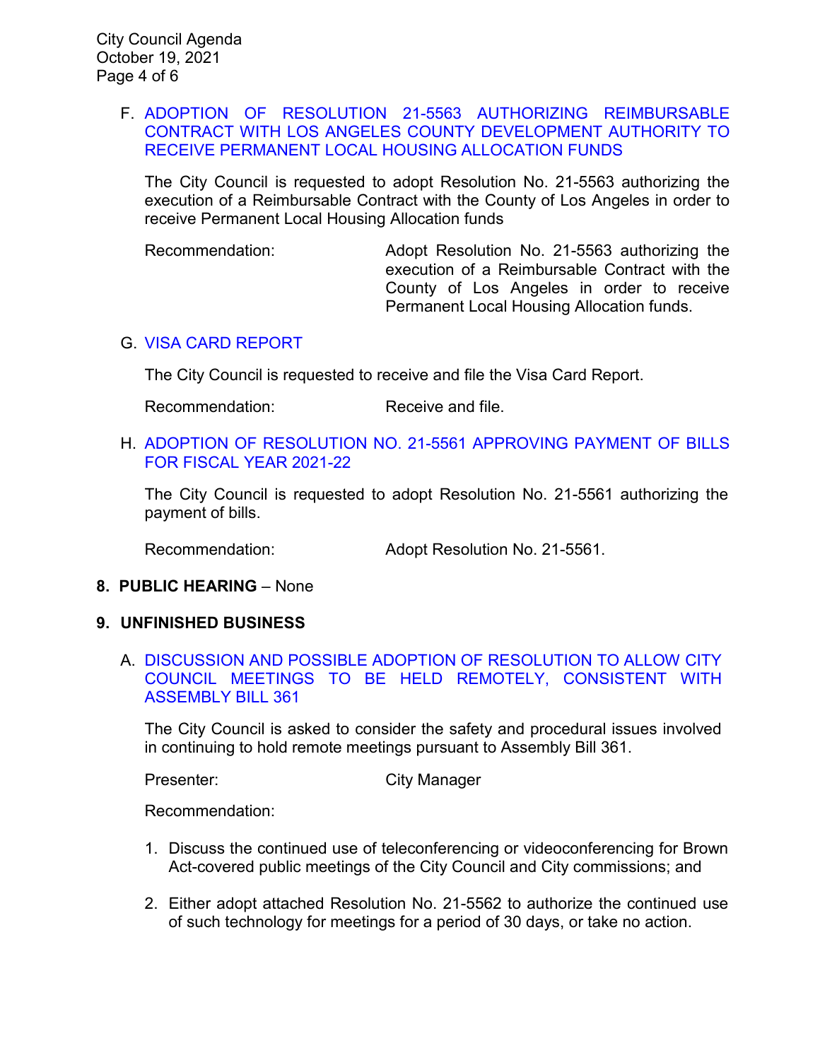F. ADOPTION OF RESOLUTION 21-5563 AUTHORIZING REIMBURSABLE CONTRACT WITH LOS ANGELES COUNTY DEVELOPMENT AUTHORITY TO RECEIVE PERMANENT LOCAL HOUSING ALLOCATION FUNDS

The City Council is requested to adopt Resolution No. 21-5563 authorizing the execution of a Reimbursable Contract with the County of Los Angeles in order to receive Permanent Local Housing Allocation funds

Recommendation: Adopt Resolution No. 21-5563 authorizing the execution of a Reimbursable Contract with the County of Los Angeles in order to receive Permanent Local Housing Allocation funds.

G. VISA CARD REPORT

The City Council is requested to receive and file the Visa Card Report.

Recommendation: Receive and file.

H. ADOPTION OF RESOLUTION NO. 21-5561 APPROVING PAYMENT OF BILLS FOR FISCAL YEAR 2021-22

The City Council is requested to adopt Resolution No. 21-5561 authorizing the payment of bills.

Recommendation: Adopt Resolution No. 21-5561.

## 8. PUBLIC HEARING – None

## 9. UNFINISHED BUSINESS

A. DISCUSSION AND POSSIBLE ADOPTION OF RESOLUTION TO ALLOW CITY COUNCIL MEETINGS TO BE HELD REMOTELY, CONSISTENT WITH ASSEMBLY BILL 361

The City Council is asked to consider the safety and procedural issues involved in continuing to hold remote meetings pursuant to Assembly Bill 361.

Presenter: City Manager

Recommendation:

1. Discuss the continued use of teleconferencing or videoconferencing for Brown Act-covered public meetings of the City Council and City commissions; and

2. Either adopt attached Resolution No. 21-5562 to authorize the continued use of such technology for meetings for a period of 30 days, or take no action.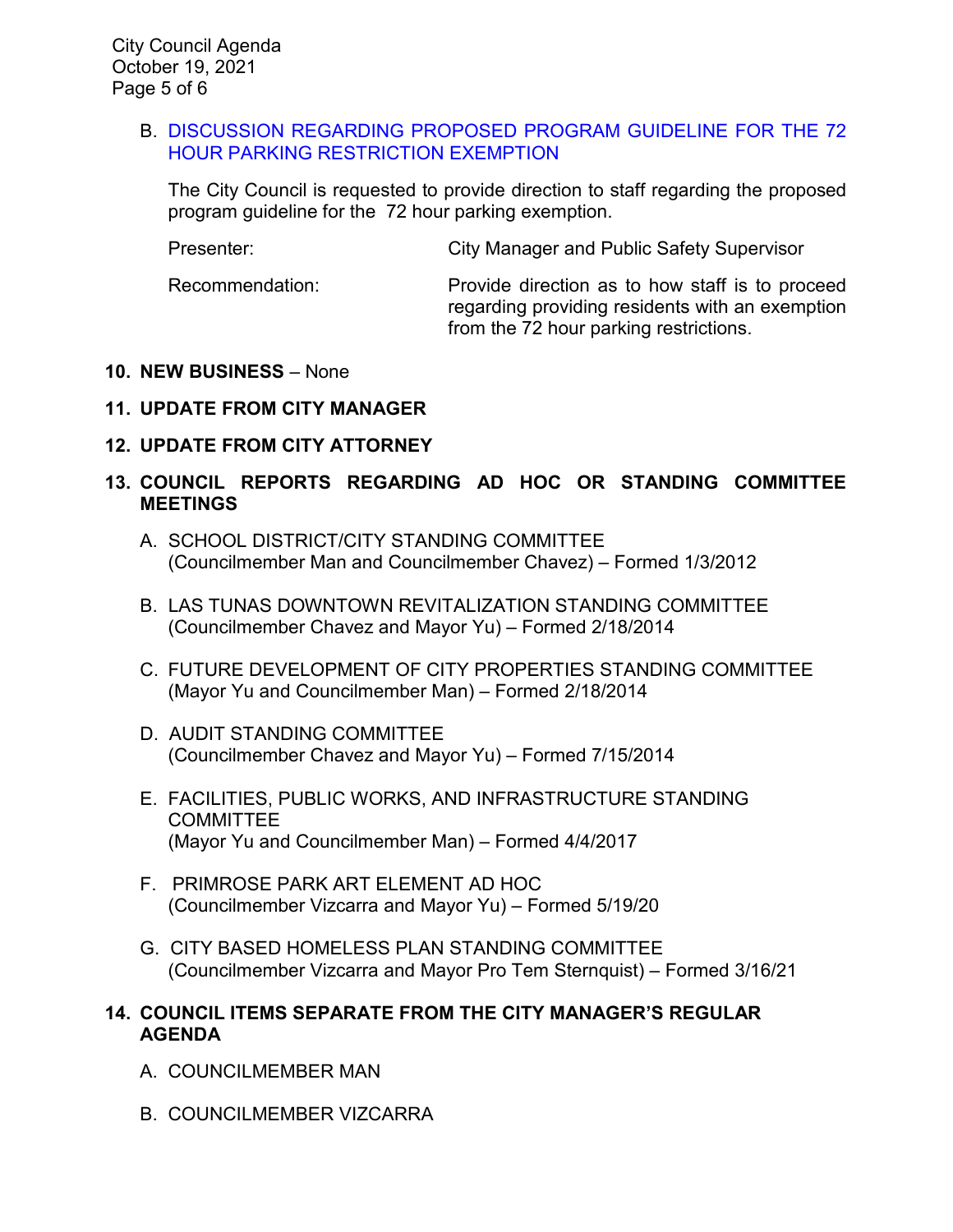B. DISCUSSION REGARDING PROPOSED PROGRAM GUIDELINE FOR THE 72 HOUR PARKING RESTRICTION EXEMPTION

The City Council is requested to provide direction to staff regarding the proposed program guideline for the 72 hour parking exemption.

| | |
|---|---|
| Presenter: | City Manager and Public Safety Supervisor |
| Recommendation: | Provide direction as to how staff is to proceed regarding providing residents with an exemption from the 72 hour parking restrictions. |

**10. NEW BUSINESS** – None

**11. UPDATE FROM CITY MANAGER**

**12. UPDATE FROM CITY ATTORNEY**

**13. COUNCIL REPORTS REGARDING AD HOC OR STANDING COMMITTEE MEETINGS**

A. SCHOOL DISTRICT/CITY STANDING COMMITTEE
(Councilmember Man and Councilmember Chavez) – Formed 1/3/2012

B. LAS TUNAS DOWNTOWN REVITALIZATION STANDING COMMITTEE
(Councilmember Chavez and Mayor Yu) – Formed 2/18/2014

C. FUTURE DEVELOPMENT OF CITY PROPERTIES STANDING COMMITTEE
(Mayor Yu and Councilmember Man) – Formed 2/18/2014

D. AUDIT STANDING COMMITTEE
(Councilmember Chavez and Mayor Yu) – Formed 7/15/2014

E. FACILITIES, PUBLIC WORKS, AND INFRASTRUCTURE STANDING COMMITTEE
(Mayor Yu and Councilmember Man) – Formed 4/4/2017

F. PRIMROSE PARK ART ELEMENT AD HOC
(Councilmember Vizcarra and Mayor Yu) – Formed 5/19/20

G. CITY BASED HOMELESS PLAN STANDING COMMITTEE
(Councilmember Vizcarra and Mayor Pro Tem Sternquist) – Formed 3/16/21

**14. COUNCIL ITEMS SEPARATE FROM THE CITY MANAGER'S REGULAR AGENDA**

A. COUNCILMEMBER MAN

B. COUNCILMEMBER VIZCARRA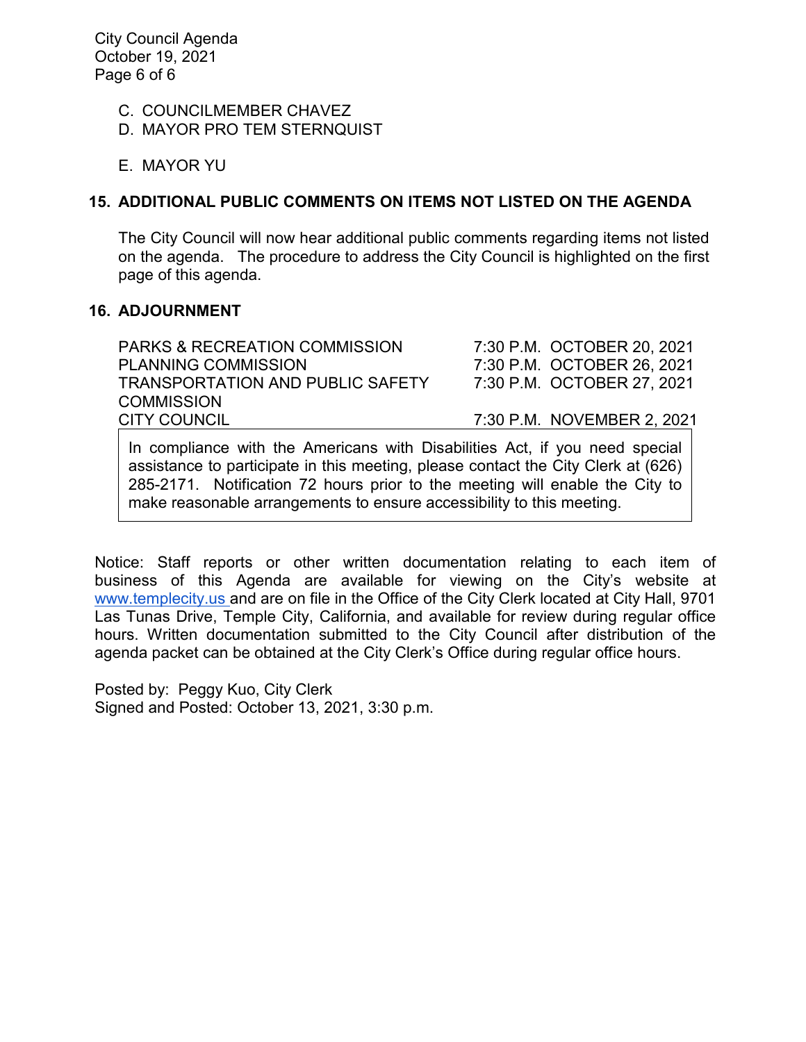C. COUNCILMEMBER CHAVEZ
D. MAYOR PRO TEM STERNQUIST

E. MAYOR YU

## 15. ADDITIONAL PUBLIC COMMENTS ON ITEMS NOT LISTED ON THE AGENDA

The City Council will now hear additional public comments regarding items not listed on the agenda. The procedure to address the City Council is highlighted on the first page of this agenda.

## 16. ADJOURNMENT

| | |
|---|---|
| PARKS & RECREATION COMMISSION | 7:30 P.M. OCTOBER 20, 2021 |
| PLANNING COMMISSION | 7:30 P.M. OCTOBER 26, 2021 |
| TRANSPORTATION AND PUBLIC SAFETY COMMISSION | 7:30 P.M. OCTOBER 27, 2021 |
| CITY COUNCIL | 7:30 P.M. NOVEMBER 2, 2021 |

In compliance with the Americans with Disabilities Act, if you need special assistance to participate in this meeting, please contact the City Clerk at (626) 285-2171. Notification 72 hours prior to the meeting will enable the City to make reasonable arrangements to ensure accessibility to this meeting.

Notice: Staff reports or other written documentation relating to each item of business of this Agenda are available for viewing on the City's website at www.templecity.us and are on file in the Office of the City Clerk located at City Hall, 9701 Las Tunas Drive, Temple City, California, and available for review during regular office hours. Written documentation submitted to the City Council after distribution of the agenda packet can be obtained at the City Clerk's Office during regular office hours.

Posted by: Peggy Kuo, City Clerk
Signed and Posted: October 13, 2021, 3:30 p.m.